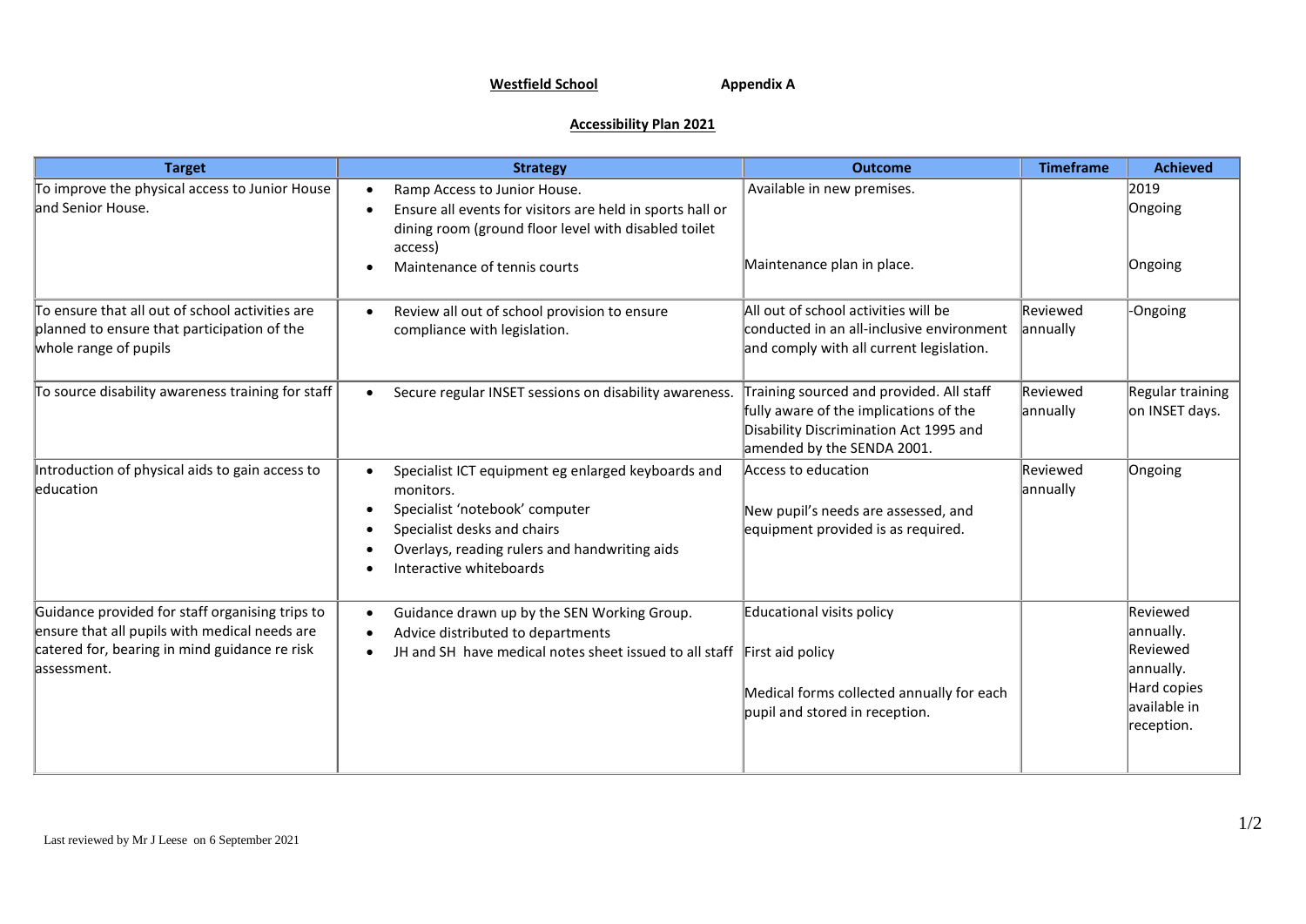**Westfield School** **Appendix A**

**Accessibility Plan 2021**

| Target | Strategy | Outcome | Timeframe | Achieved |
|---|---|---|---|---|
| To improve the physical access to Junior House and Senior House. | • Ramp Access to Junior House.<br>• Ensure all events for visitors are held in sports hall or dining room (ground floor level with disabled toilet access)<br>• Maintenance of tennis courts | Available in new premises.<br><br>Maintenance plan in place. | | 2019<br>Ongoing<br><br>Ongoing |
| To ensure that all out of school activities are planned to ensure that participation of the whole range of pupils | • Review all out of school provision to ensure compliance with legislation. | All out of school activities will be conducted in an all-inclusive environment and comply with all current legislation. | Reviewed annually | -Ongoing |
| To source disability awareness training for staff | • Secure regular INSET sessions on disability awareness. | Training sourced and provided. All staff fully aware of the implications of the Disability Discrimination Act 1995 and amended by the SENDA 2001. | Reviewed annually | Regular training on INSET days. |
| Introduction of physical aids to gain access to education | • Specialist ICT equipment eg enlarged keyboards and monitors.<br>• Specialist 'notebook' computer<br>• Specialist desks and chairs<br>• Overlays, reading rulers and handwriting aids<br>• Interactive whiteboards | Access to education<br><br>New pupil's needs are assessed, and equipment provided is as required. | Reviewed annually | Ongoing |
| Guidance provided for staff organising trips to ensure that all pupils with medical needs are catered for, bearing in mind guidance re risk assessment. | • Guidance drawn up by the SEN Working Group.<br>• Advice distributed to departments<br>• JH and SH have medical notes sheet issued to all staff | Educational visits policy<br><br>First aid policy<br><br>Medical forms collected annually for each pupil and stored in reception. | | Reviewed annually.<br>Reviewed annually.<br>Hard copies available in reception. |

Last reviewed by Mr J Leese on 6 September 2021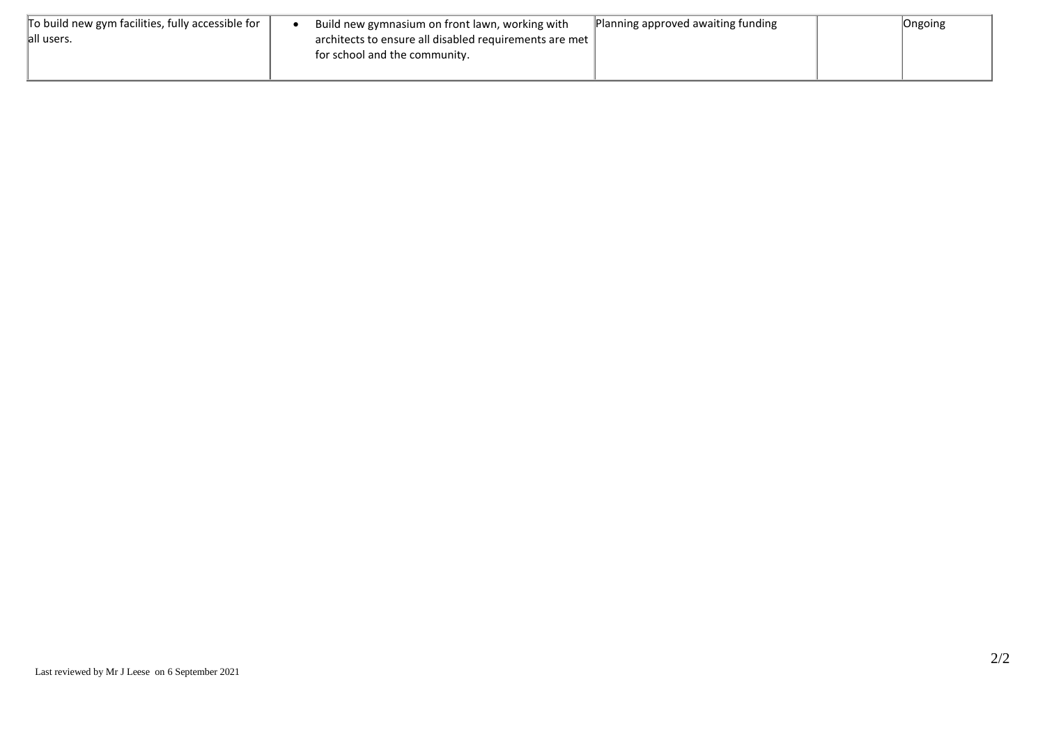| | | | | |
|---|---|---|---|---|
| To build new gym facilities, fully accessible for all users. | • Build new gymnasium on front lawn, working with architects to ensure all disabled requirements are met for school and the community. | Planning approved awaiting funding | | Ongoing |

Last reviewed by Mr J Leese on 6 September 2021